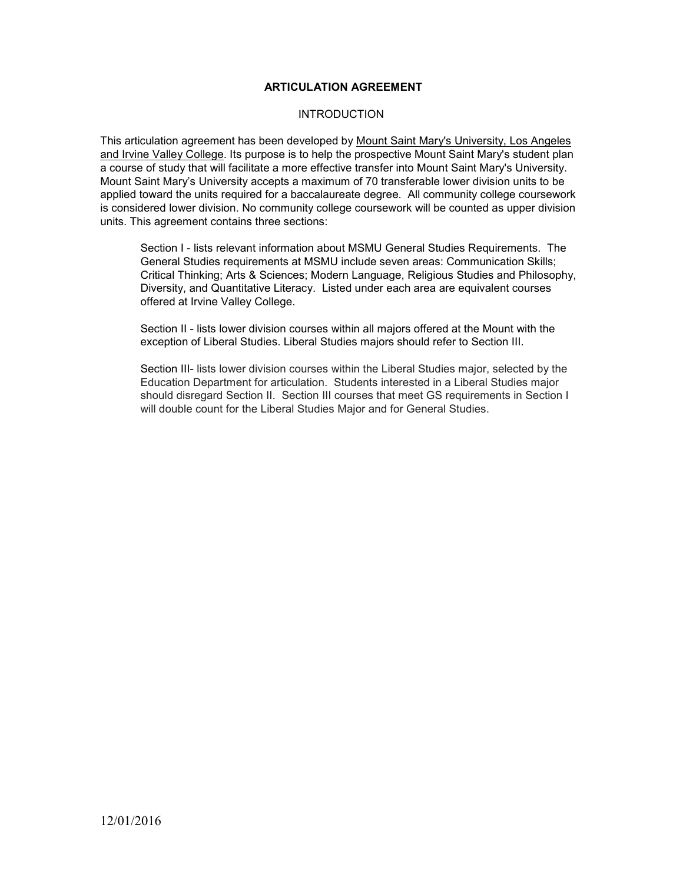# ARTICULATION AGREEMENT

## INTRODUCTION

This articulation agreement has been developed by Mount Saint Mary's University, Los Angeles and Irvine Valley College. Its purpose is to help the prospective Mount Saint Mary's student plan a course of study that will facilitate a more effective transfer into Mount Saint Mary's University. Mount Saint Mary's University accepts a maximum of 70 transferable lower division units to be applied toward the units required for a baccalaureate degree. All community college coursework is considered lower division. No community college coursework will be counted as upper division units. This agreement contains three sections:

> Section I - lists relevant information about MSMU General Studies Requirements. The General Studies requirements at MSMU include seven areas: Communication Skills; Critical Thinking; Arts & Sciences; Modern Language, Religious Studies and Philosophy, Diversity, and Quantitative Literacy. Listed under each area are equivalent courses offered at Irvine Valley College.
>
> Section II - lists lower division courses within all majors offered at the Mount with the exception of Liberal Studies. Liberal Studies majors should refer to Section III.
>
> Section III- lists lower division courses within the Liberal Studies major, selected by the Education Department for articulation. Students interested in a Liberal Studies major should disregard Section II. Section III courses that meet GS requirements in Section I will double count for the Liberal Studies Major and for General Studies.

12/01/2016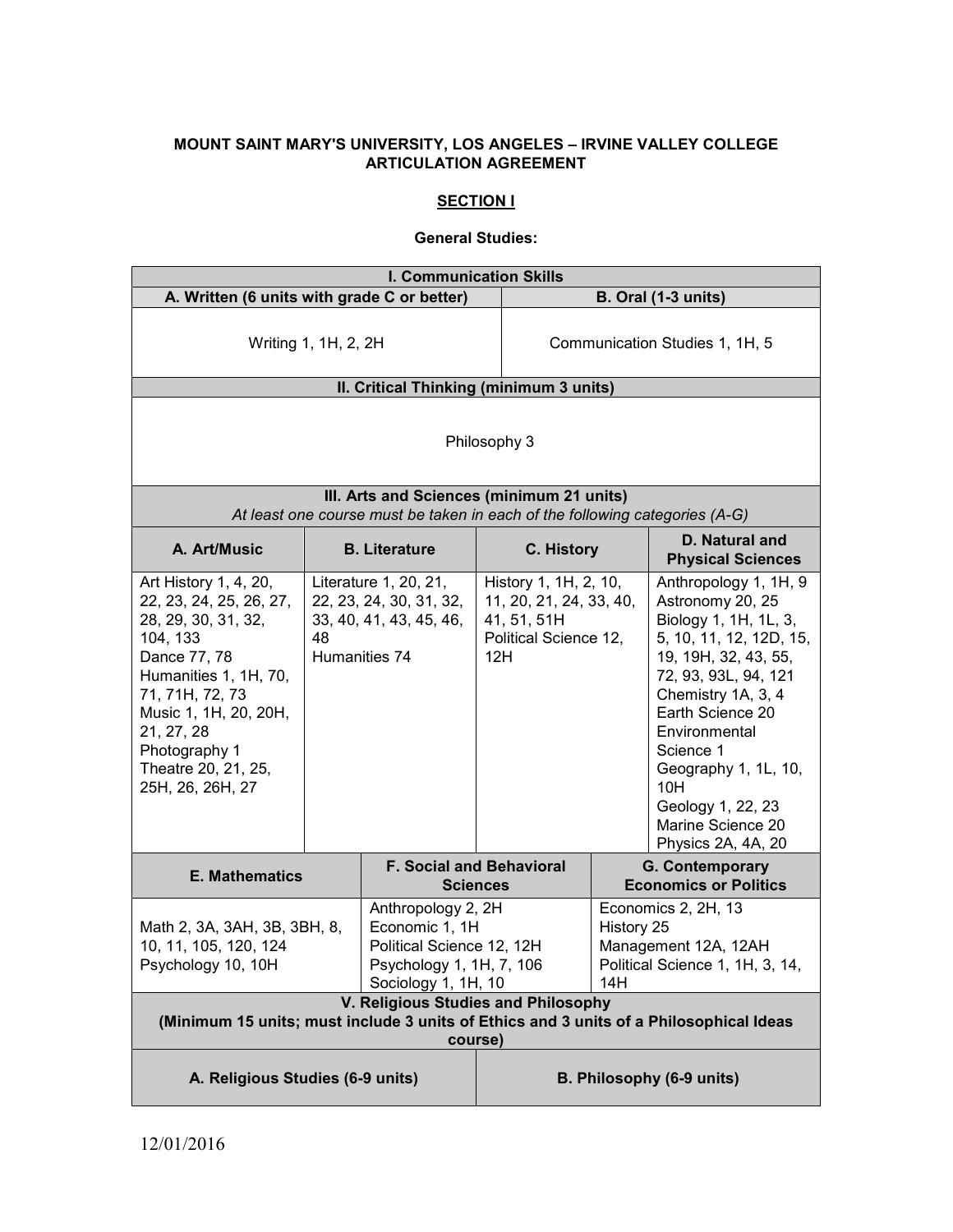**MOUNT SAINT MARY'S UNIVERSITY, LOS ANGELES – IRVINE VALLEY COLLEGE ARTICULATION AGREEMENT**

**SECTION I**

**General Studies:**

| **I. Communication Skills** | |
|---|---|
| **A. Written (6 units with grade C or better)** | **B. Oral (1-3 units)** |
| Writing 1, 1H, 2, 2H | Communication Studies 1, 1H, 5 |

| **II. Critical Thinking (minimum 3 units)** |
|---|
| Philosophy 3 |

| **III. Arts and Sciences (minimum 21 units)** *At least one course must be taken in each of the following categories (A-G)* | | | |
|---|---|---|---|
| **A. Art/Music** | **B. Literature** | **C. History** | **D. Natural and Physical Sciences** |
| Art History 1, 4, 20, 22, 23, 24, 25, 26, 27, 28, 29, 30, 31, 32, 104, 133<br>Dance 77, 78<br>Humanities 1, 1H, 70, 71, 71H, 72, 73<br>Music 1, 1H, 20, 20H, 21, 27, 28<br>Photography 1<br>Theatre 20, 21, 25, 25H, 26, 26H, 27 | Literature 1, 20, 21, 22, 23, 24, 30, 31, 32, 33, 40, 41, 43, 45, 46, 48<br>Humanities 74 | History 1, 1H, 2, 10, 11, 20, 21, 24, 33, 40, 41, 51, 51H<br>Political Science 12, 12H | Anthropology 1, 1H, 9<br>Astronomy 20, 25<br>Biology 1, 1H, 1L, 3, 5, 10, 11, 12, 12D, 15, 19, 19H, 32, 43, 55, 72, 93, 93L, 94, 121<br>Chemistry 1A, 3, 4<br>Earth Science 20<br>Environmental Science 1<br>Geography 1, 1L, 10, 10H<br>Geology 1, 22, 23<br>Marine Science 20<br>Physics 2A, 4A, 20 |

| **E. Mathematics** | **F. Social and Behavioral Sciences** | **G. Contemporary Economics or Politics** |
|---|---|---|
| Math 2, 3A, 3AH, 3B, 3BH, 8, 10, 11, 105, 120, 124<br>Psychology 10, 10H | Anthropology 2, 2H<br>Economic 1, 1H<br>Political Science 12, 12H<br>Psychology 1, 1H, 7, 106<br>Sociology 1, 1H, 10 | Economics 2, 2H, 13<br>History 25<br>Management 12A, 12AH<br>Political Science 1, 1H, 3, 14, 14H |

| **V. Religious Studies and Philosophy (Minimum 15 units; must include 3 units of Ethics and 3 units of a Philosophical Ideas course)** | |
|---|---|
| **A. Religious Studies (6-9 units)** | **B. Philosophy (6-9 units)** |

12/01/2016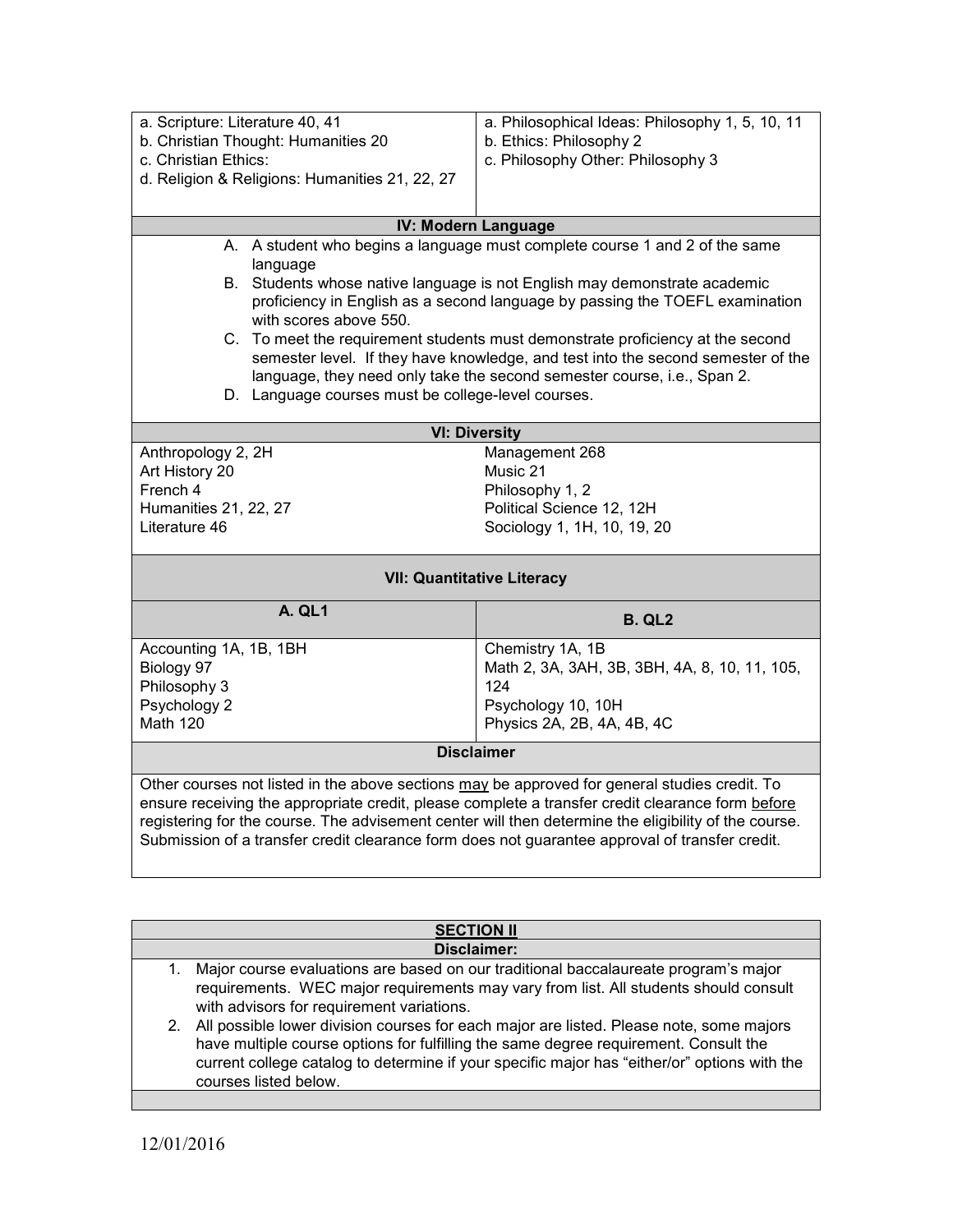| | |
|---|---|
| a. Scripture: Literature 40, 41<br>b. Christian Thought: Humanities 20<br>c. Christian Ethics:<br>d. Religion & Religions: Humanities 21, 22, 27 | a. Philosophical Ideas: Philosophy 1, 5, 10, 11<br>b. Ethics: Philosophy 2<br>c. Philosophy Other: Philosophy 3 |

**IV: Modern Language**

A. A student who begins a language must complete course 1 and 2 of the same language
B. Students whose native language is not English may demonstrate academic proficiency in English as a second language by passing the TOEFL examination with scores above 550.
C. To meet the requirement students must demonstrate proficiency at the second semester level. If they have knowledge, and test into the second semester of the language, they need only take the second semester course, i.e., Span 2.
D. Language courses must be college-level courses.

**VI: Diversity**

| | |
|---|---|
| Anthropology 2, 2H | Management 268 |
| Art History 20 | Music 21 |
| French 4 | Philosophy 1, 2 |
| Humanities 21, 22, 27 | Political Science 12, 12H |
| Literature 46 | Sociology 1, 1H, 10, 19, 20 |

**VII: Quantitative Literacy**

| A. QL1 | B. QL2 |
|---|---|
| Accounting 1A, 1B, 1BH<br>Biology 97<br>Philosophy 3<br>Psychology 2<br>Math 120 | Chemistry 1A, 1B<br>Math 2, 3A, 3AH, 3B, 3BH, 4A, 8, 10, 11, 105, 124<br>Psychology 10, 10H<br>Physics 2A, 2B, 4A, 4B, 4C |

**Disclaimer**

Other courses not listed in the above sections may be approved for general studies credit. To ensure receiving the appropriate credit, please complete a transfer credit clearance form before registering for the course. The advisement center will then determine the eligibility of the course. Submission of a transfer credit clearance form does not guarantee approval of transfer credit.

## SECTION II

**Disclaimer:**

1. Major course evaluations are based on our traditional baccalaureate program's major requirements. WEC major requirements may vary from list. All students should consult with advisors for requirement variations.
2. All possible lower division courses for each major are listed. Please note, some majors have multiple course options for fulfilling the same degree requirement. Consult the current college catalog to determine if your specific major has "either/or" options with the courses listed below.

12/01/2016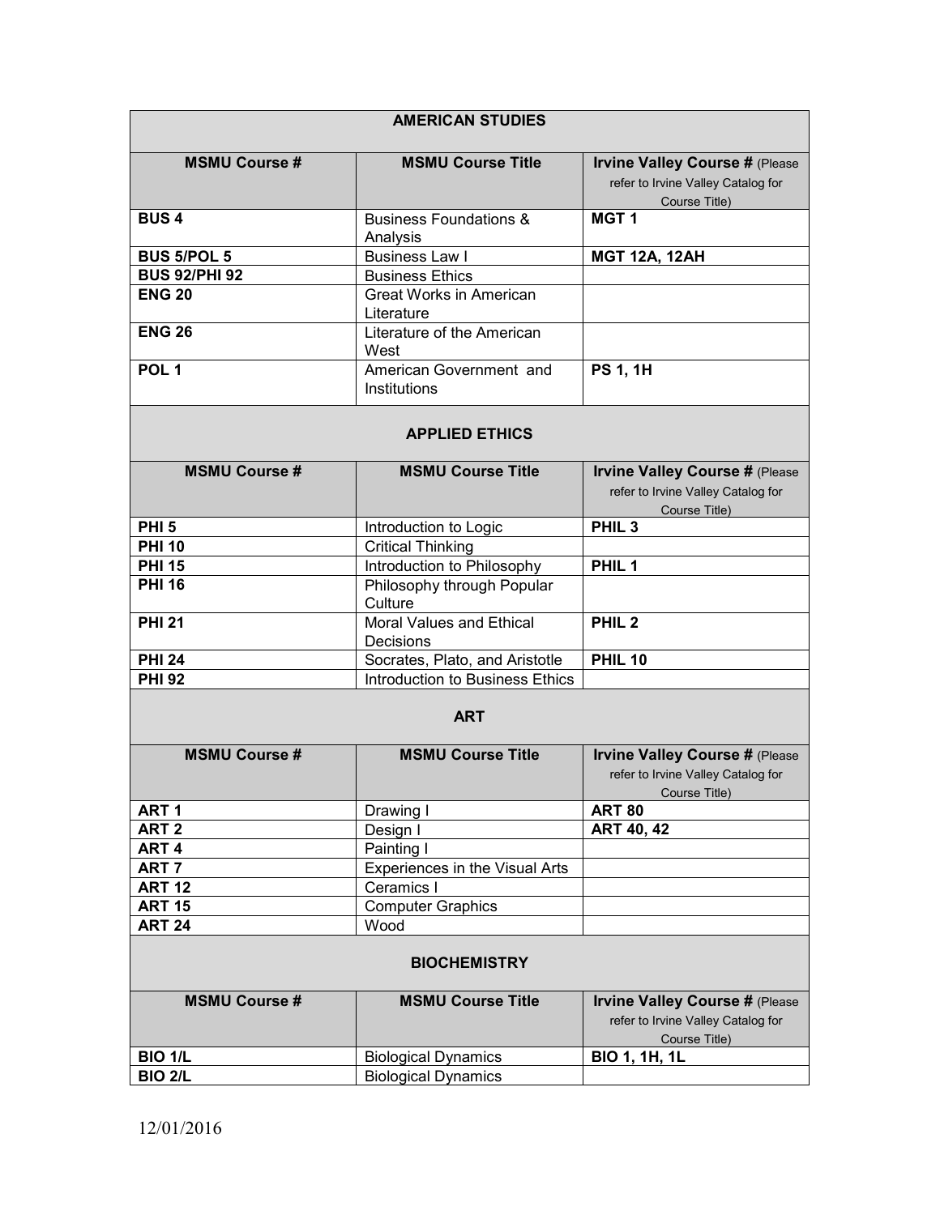## AMERICAN STUDIES

| MSMU Course # | MSMU Course Title | Irvine Valley Course # (Please refer to Irvine Valley Catalog for Course Title) |
|---|---|---|
| **BUS 4** | Business Foundations & Analysis | **MGT 1** |
| **BUS 5/POL 5** | Business Law I | **MGT 12A, 12AH** |
| **BUS 92/PHI 92** | Business Ethics | |
| **ENG 20** | Great Works in American Literature | |
| **ENG 26** | Literature of the American West | |
| **POL 1** | American Government and Institutions | **PS 1, 1H** |

## APPLIED ETHICS

| MSMU Course # | MSMU Course Title | Irvine Valley Course # (Please refer to Irvine Valley Catalog for Course Title) |
|---|---|---|
| **PHI 5** | Introduction to Logic | **PHIL 3** |
| **PHI 10** | Critical Thinking | |
| **PHI 15** | Introduction to Philosophy | **PHIL 1** |
| **PHI 16** | Philosophy through Popular Culture | |
| **PHI 21** | Moral Values and Ethical Decisions | **PHIL 2** |
| **PHI 24** | Socrates, Plato, and Aristotle | **PHIL 10** |
| **PHI 92** | Introduction to Business Ethics | |

## ART

| MSMU Course # | MSMU Course Title | Irvine Valley Course # (Please refer to Irvine Valley Catalog for Course Title) |
|---|---|---|
| **ART 1** | Drawing I | **ART 80** |
| **ART 2** | Design I | **ART 40, 42** |
| **ART 4** | Painting I | |
| **ART 7** | Experiences in the Visual Arts | |
| **ART 12** | Ceramics I | |
| **ART 15** | Computer Graphics | |
| **ART 24** | Wood | |

## BIOCHEMISTRY

| MSMU Course # | MSMU Course Title | Irvine Valley Course # (Please refer to Irvine Valley Catalog for Course Title) |
|---|---|---|
| **BIO 1/L** | Biological Dynamics | **BIO 1, 1H, 1L** |
| **BIO 2/L** | Biological Dynamics | |

12/01/2016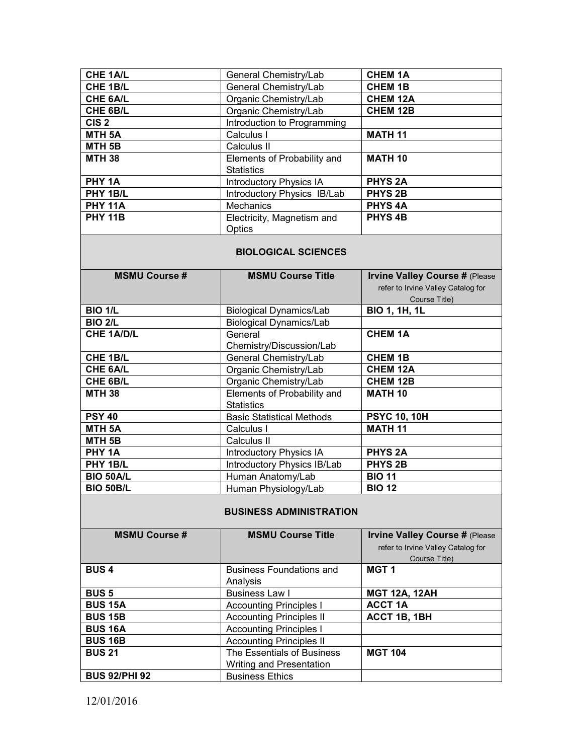| | | |
|---|---|---|
| **CHE 1A/L** | General Chemistry/Lab | **CHEM 1A** |
| **CHE 1B/L** | General Chemistry/Lab | **CHEM 1B** |
| **CHE 6A/L** | Organic Chemistry/Lab | **CHEM 12A** |
| **CHE 6B/L** | Organic Chemistry/Lab | **CHEM 12B** |
| **CIS 2** | Introduction to Programming | |
| **MTH 5A** | Calculus I | **MATH 11** |
| **MTH 5B** | Calculus II | |
| **MTH 38** | Elements of Probability and Statistics | **MATH 10** |
| **PHY 1A** | Introductory Physics IA | **PHYS 2A** |
| **PHY 1B/L** | Introductory Physics IB/Lab | **PHYS 2B** |
| **PHY 11A** | Mechanics | **PHYS 4A** |
| **PHY 11B** | Electricity, Magnetism and Optics | **PHYS 4B** |

**BIOLOGICAL SCIENCES**

| MSMU Course # | MSMU Course Title | Irvine Valley Course # (Please refer to Irvine Valley Catalog for Course Title) |
|---|---|---|
| **BIO 1/L** | Biological Dynamics/Lab | **BIO 1, 1H, 1L** |
| **BIO 2/L** | Biological Dynamics/Lab | |
| **CHE 1A/D/L** | General Chemistry/Discussion/Lab | **CHEM 1A** |
| **CHE 1B/L** | General Chemistry/Lab | **CHEM 1B** |
| **CHE 6A/L** | Organic Chemistry/Lab | **CHEM 12A** |
| **CHE 6B/L** | Organic Chemistry/Lab | **CHEM 12B** |
| **MTH 38** | Elements of Probability and Statistics | **MATH 10** |
| **PSY 40** | Basic Statistical Methods | **PSYC 10, 10H** |
| **MTH 5A** | Calculus I | **MATH 11** |
| **MTH 5B** | Calculus II | |
| **PHY 1A** | Introductory Physics IA | **PHYS 2A** |
| **PHY 1B/L** | Introductory Physics IB/Lab | **PHYS 2B** |
| **BIO 50A/L** | Human Anatomy/Lab | **BIO 11** |
| **BIO 50B/L** | Human Physiology/Lab | **BIO 12** |

**BUSINESS ADMINISTRATION**

| MSMU Course # | MSMU Course Title | Irvine Valley Course # (Please refer to Irvine Valley Catalog for Course Title) |
|---|---|---|
| **BUS 4** | Business Foundations and Analysis | **MGT 1** |
| **BUS 5** | Business Law I | **MGT 12A, 12AH** |
| **BUS 15A** | Accounting Principles I | **ACCT 1A** |
| **BUS 15B** | Accounting Principles II | **ACCT 1B, 1BH** |
| **BUS 16A** | Accounting Principles I | |
| **BUS 16B** | Accounting Principles II | |
| **BUS 21** | The Essentials of Business Writing and Presentation | **MGT 104** |
| **BUS 92/PHI 92** | Business Ethics | |

12/01/2016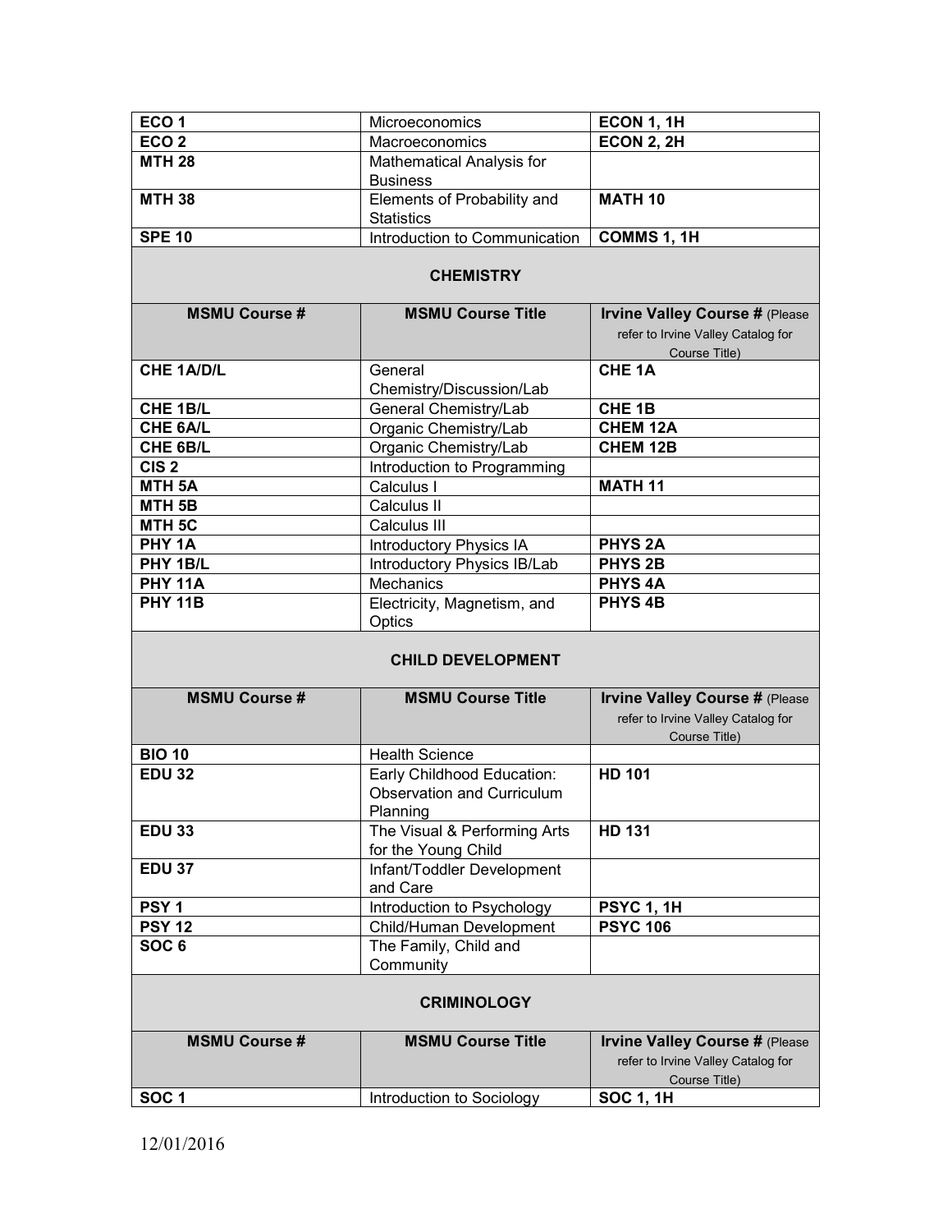| | | |
|---|---|---|
| **ECO 1** | Microeconomics | **ECON 1, 1H** |
| **ECO 2** | Macroeconomics | **ECON 2, 2H** |
| **MTH 28** | Mathematical Analysis for Business | |
| **MTH 38** | Elements of Probability and Statistics | **MATH 10** |
| **SPE 10** | Introduction to Communication | **COMMS 1, 1H** |

## CHEMISTRY

| MSMU Course # | MSMU Course Title | Irvine Valley Course # (Please refer to Irvine Valley Catalog for Course Title) |
|---|---|---|
| **CHE 1A/D/L** | General Chemistry/Discussion/Lab | **CHE 1A** |
| **CHE 1B/L** | General Chemistry/Lab | **CHE 1B** |
| **CHE 6A/L** | Organic Chemistry/Lab | **CHEM 12A** |
| **CHE 6B/L** | Organic Chemistry/Lab | **CHEM 12B** |
| **CIS 2** | Introduction to Programming | |
| **MTH 5A** | Calculus I | **MATH 11** |
| **MTH 5B** | Calculus II | |
| **MTH 5C** | Calculus III | |
| **PHY 1A** | Introductory Physics IA | **PHYS 2A** |
| **PHY 1B/L** | Introductory Physics IB/Lab | **PHYS 2B** |
| **PHY 11A** | Mechanics | **PHYS 4A** |
| **PHY 11B** | Electricity, Magnetism, and Optics | **PHYS 4B** |

## CHILD DEVELOPMENT

| MSMU Course # | MSMU Course Title | Irvine Valley Course # (Please refer to Irvine Valley Catalog for Course Title) |
|---|---|---|
| **BIO 10** | Health Science | |
| **EDU 32** | Early Childhood Education: Observation and Curriculum Planning | **HD 101** |
| **EDU 33** | The Visual & Performing Arts for the Young Child | **HD 131** |
| **EDU 37** | Infant/Toddler Development and Care | |
| **PSY 1** | Introduction to Psychology | **PSYC 1, 1H** |
| **PSY 12** | Child/Human Development | **PSYC 106** |
| **SOC 6** | The Family, Child and Community | |

## CRIMINOLOGY

| MSMU Course # | MSMU Course Title | Irvine Valley Course # (Please refer to Irvine Valley Catalog for Course Title) |
|---|---|---|
| **SOC 1** | Introduction to Sociology | **SOC 1, 1H** |

12/01/2016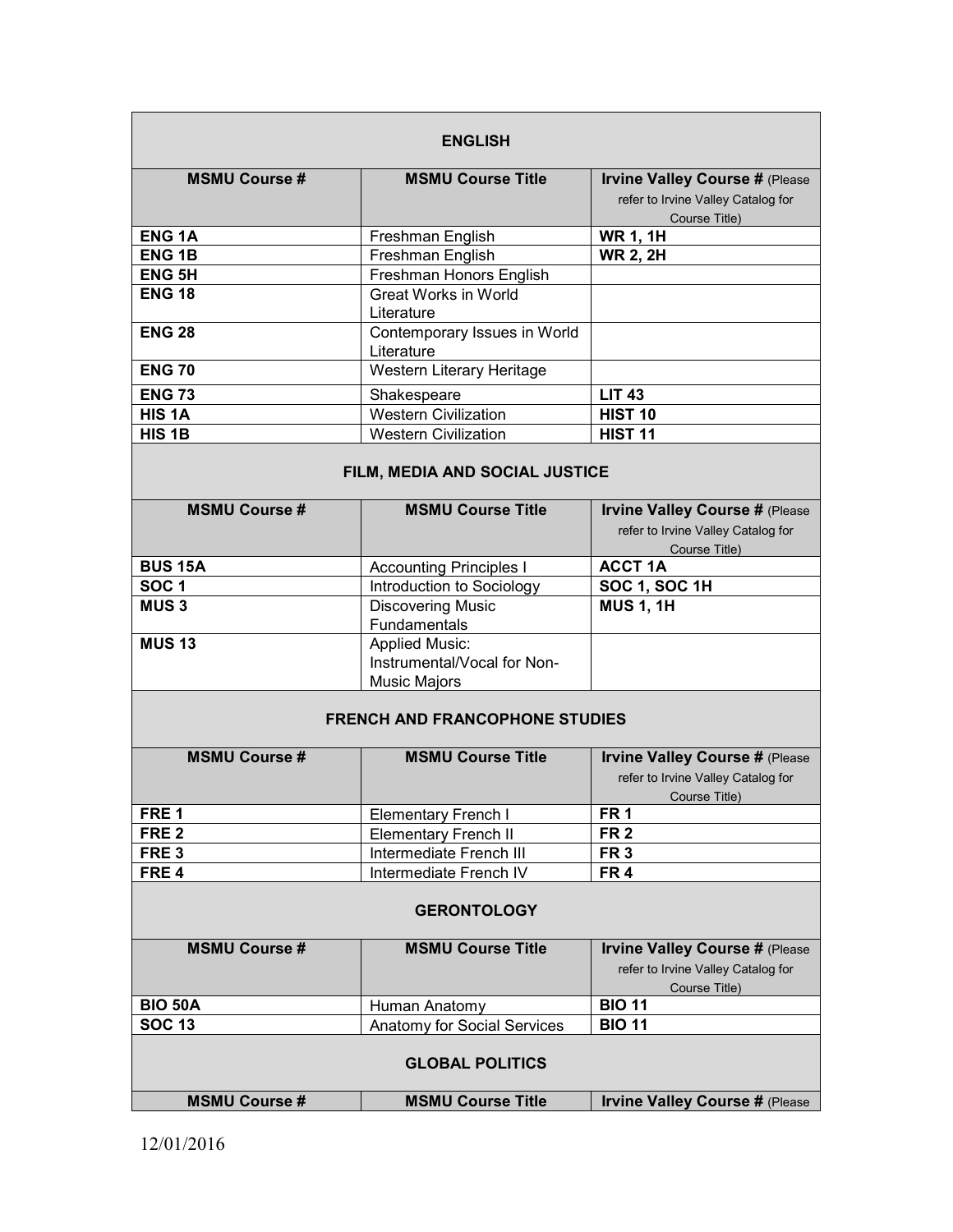## ENGLISH

| MSMU Course # | MSMU Course Title | Irvine Valley Course # (Please refer to Irvine Valley Catalog for Course Title) |
|---|---|---|
| **ENG 1A** | Freshman English | **WR 1, 1H** |
| **ENG 1B** | Freshman English | **WR 2, 2H** |
| **ENG 5H** | Freshman Honors English | |
| **ENG 18** | Great Works in World Literature | |
| **ENG 28** | Contemporary Issues in World Literature | |
| **ENG 70** | Western Literary Heritage | |
| **ENG 73** | Shakespeare | **LIT 43** |
| **HIS 1A** | Western Civilization | **HIST 10** |
| **HIS 1B** | Western Civilization | **HIST 11** |

## FILM, MEDIA AND SOCIAL JUSTICE

| MSMU Course # | MSMU Course Title | Irvine Valley Course # (Please refer to Irvine Valley Catalog for Course Title) |
|---|---|---|
| **BUS 15A** | Accounting Principles I | **ACCT 1A** |
| **SOC 1** | Introduction to Sociology | **SOC 1, SOC 1H** |
| **MUS 3** | Discovering Music Fundamentals | **MUS 1, 1H** |
| **MUS 13** | Applied Music: Instrumental/Vocal for Non-Music Majors | |

## FRENCH AND FRANCOPHONE STUDIES

| MSMU Course # | MSMU Course Title | Irvine Valley Course # (Please refer to Irvine Valley Catalog for Course Title) |
|---|---|---|
| **FRE 1** | Elementary French I | **FR 1** |
| **FRE 2** | Elementary French II | **FR 2** |
| **FRE 3** | Intermediate French III | **FR 3** |
| **FRE 4** | Intermediate French IV | **FR 4** |

## GERONTOLOGY

| MSMU Course # | MSMU Course Title | Irvine Valley Course # (Please refer to Irvine Valley Catalog for Course Title) |
|---|---|---|
| **BIO 50A** | Human Anatomy | **BIO 11** |
| **SOC 13** | Anatomy for Social Services | **BIO 11** |

## GLOBAL POLITICS

| MSMU Course # | MSMU Course Title | Irvine Valley Course # (Please |
|---|---|---|

12/01/2016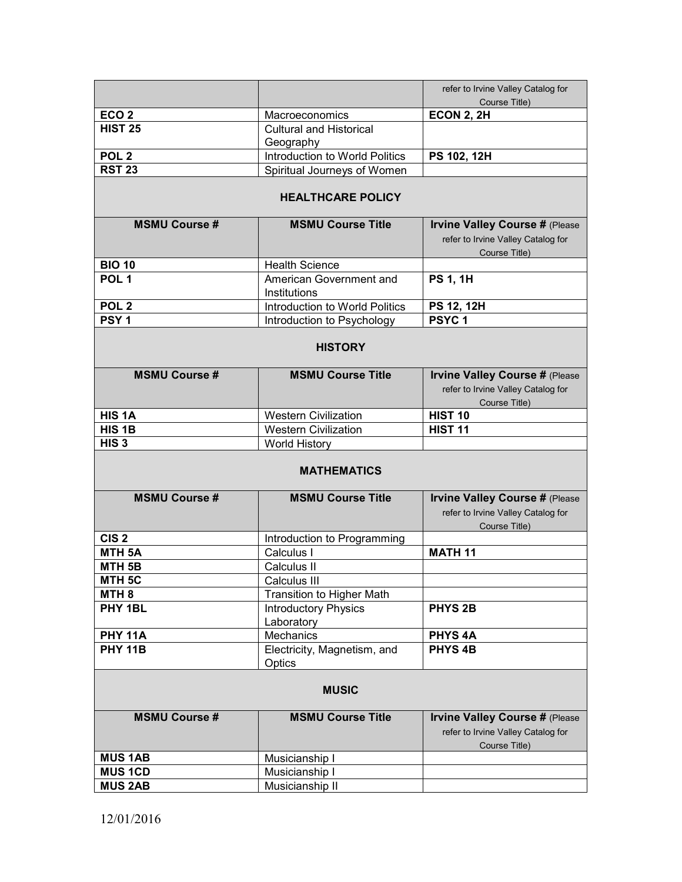| | | refer to Irvine Valley Catalog for Course Title) |
|---|---|---|
| **ECO 2** | Macroeconomics | **ECON 2, 2H** |
| **HIST 25** | Cultural and Historical Geography | |
| **POL 2** | Introduction to World Politics | **PS 102, 12H** |
| **RST 23** | Spiritual Journeys of Women | |

## HEALTHCARE POLICY

| MSMU Course # | MSMU Course Title | Irvine Valley Course # (Please refer to Irvine Valley Catalog for Course Title) |
|---|---|---|
| **BIO 10** | Health Science | |
| **POL 1** | American Government and Institutions | **PS 1, 1H** |
| **POL 2** | Introduction to World Politics | **PS 12, 12H** |
| **PSY 1** | Introduction to Psychology | **PSYC 1** |

## HISTORY

| MSMU Course # | MSMU Course Title | Irvine Valley Course # (Please refer to Irvine Valley Catalog for Course Title) |
|---|---|---|
| **HIS 1A** | Western Civilization | **HIST 10** |
| **HIS 1B** | Western Civilization | **HIST 11** |
| **HIS 3** | World History | |

## MATHEMATICS

| MSMU Course # | MSMU Course Title | Irvine Valley Course # (Please refer to Irvine Valley Catalog for Course Title) |
|---|---|---|
| **CIS 2** | Introduction to Programming | |
| **MTH 5A** | Calculus I | **MATH 11** |
| **MTH 5B** | Calculus II | |
| **MTH 5C** | Calculus III | |
| **MTH 8** | Transition to Higher Math | |
| **PHY 1BL** | Introductory Physics Laboratory | **PHYS 2B** |
| **PHY 11A** | Mechanics | **PHYS 4A** |
| **PHY 11B** | Electricity, Magnetism, and Optics | **PHYS 4B** |

## MUSIC

| MSMU Course # | MSMU Course Title | Irvine Valley Course # (Please refer to Irvine Valley Catalog for Course Title) |
|---|---|---|
| **MUS 1AB** | Musicianship I | |
| **MUS 1CD** | Musicianship I | |
| **MUS 2AB** | Musicianship II | |

12/01/2016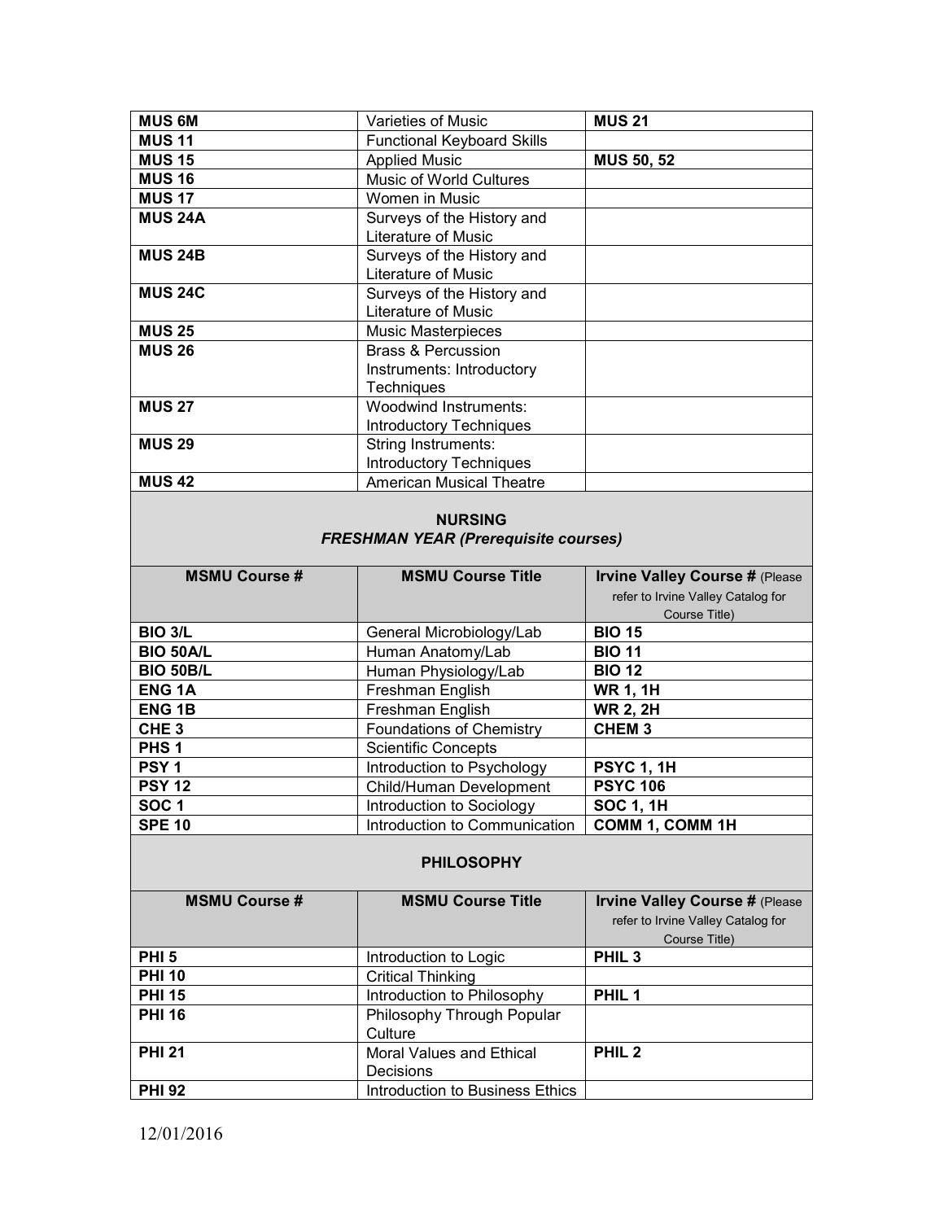| MSMU Course # | MSMU Course Title | Irvine Valley Course # |
|---|---|---|
| **MUS 6M** | Varieties of Music | **MUS 21** |
| **MUS 11** | Functional Keyboard Skills | |
| **MUS 15** | Applied Music | **MUS 50, 52** |
| **MUS 16** | Music of World Cultures | |
| **MUS 17** | Women in Music | |
| **MUS 24A** | Surveys of the History and Literature of Music | |
| **MUS 24B** | Surveys of the History and Literature of Music | |
| **MUS 24C** | Surveys of the History and Literature of Music | |
| **MUS 25** | Music Masterpieces | |
| **MUS 26** | Brass & Percussion Instruments: Introductory Techniques | |
| **MUS 27** | Woodwind Instruments: Introductory Techniques | |
| **MUS 29** | String Instruments: Introductory Techniques | |
| **MUS 42** | American Musical Theatre | |

## NURSING

### *FRESHMAN YEAR (Prerequisite courses)*

| MSMU Course # | MSMU Course Title | Irvine Valley Course # (Please refer to Irvine Valley Catalog for Course Title) |
|---|---|---|
| **BIO 3/L** | General Microbiology/Lab | **BIO 15** |
| **BIO 50A/L** | Human Anatomy/Lab | **BIO 11** |
| **BIO 50B/L** | Human Physiology/Lab | **BIO 12** |
| **ENG 1A** | Freshman English | **WR 1, 1H** |
| **ENG 1B** | Freshman English | **WR 2, 2H** |
| **CHE 3** | Foundations of Chemistry | **CHEM 3** |
| **PHS 1** | Scientific Concepts | |
| **PSY 1** | Introduction to Psychology | **PSYC 1, 1H** |
| **PSY 12** | Child/Human Development | **PSYC 106** |
| **SOC 1** | Introduction to Sociology | **SOC 1, 1H** |
| **SPE 10** | Introduction to Communication | **COMM 1, COMM 1H** |

## PHILOSOPHY

| MSMU Course # | MSMU Course Title | Irvine Valley Course # (Please refer to Irvine Valley Catalog for Course Title) |
|---|---|---|
| **PHI 5** | Introduction to Logic | **PHIL 3** |
| **PHI 10** | Critical Thinking | |
| **PHI 15** | Introduction to Philosophy | **PHIL 1** |
| **PHI 16** | Philosophy Through Popular Culture | |
| **PHI 21** | Moral Values and Ethical Decisions | **PHIL 2** |
| **PHI 92** | Introduction to Business Ethics | |

12/01/2016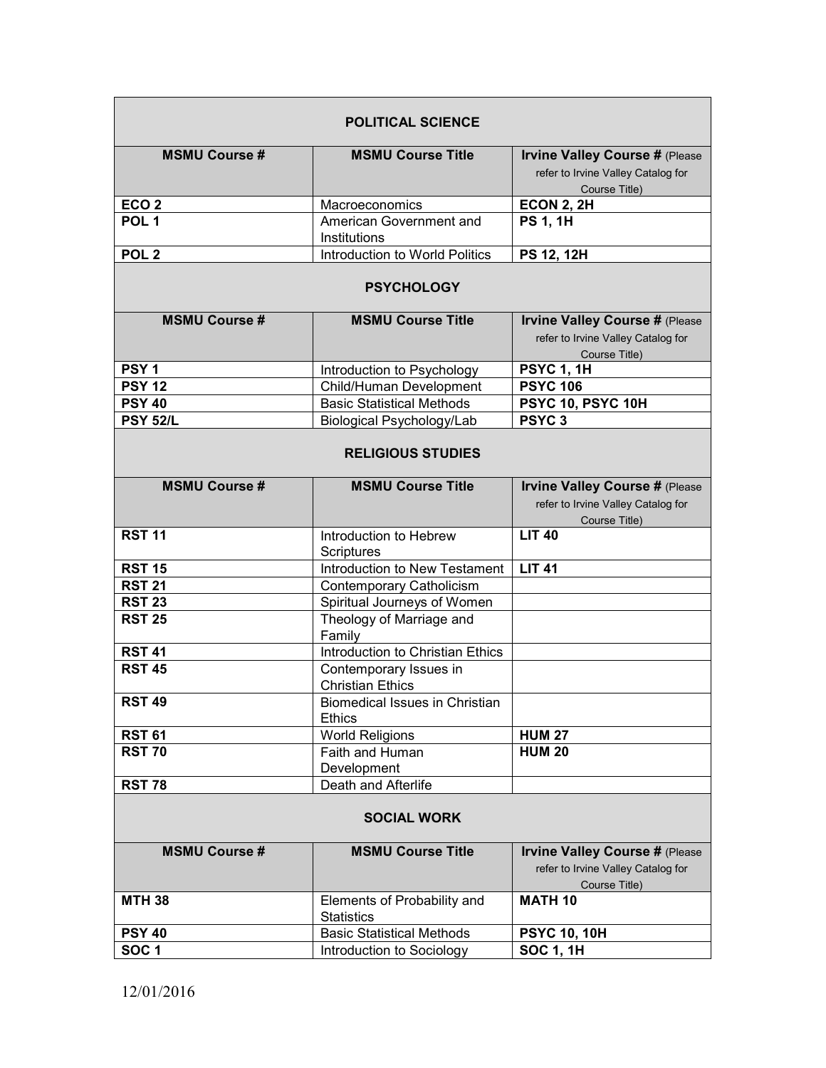## POLITICAL SCIENCE

| MSMU Course # | MSMU Course Title | Irvine Valley Course # (Please refer to Irvine Valley Catalog for Course Title) |
|---|---|---|
| **ECO 2** | Macroeconomics | **ECON 2, 2H** |
| **POL 1** | American Government and Institutions | **PS 1, 1H** |
| **POL 2** | Introduction to World Politics | **PS 12, 12H** |

## PSYCHOLOGY

| MSMU Course # | MSMU Course Title | Irvine Valley Course # (Please refer to Irvine Valley Catalog for Course Title) |
|---|---|---|
| **PSY 1** | Introduction to Psychology | **PSYC 1, 1H** |
| **PSY 12** | Child/Human Development | **PSYC 106** |
| **PSY 40** | Basic Statistical Methods | **PSYC 10, PSYC 10H** |
| **PSY 52/L** | Biological Psychology/Lab | **PSYC 3** |

## RELIGIOUS STUDIES

| MSMU Course # | MSMU Course Title | Irvine Valley Course # (Please refer to Irvine Valley Catalog for Course Title) |
|---|---|---|
| **RST 11** | Introduction to Hebrew Scriptures | **LIT 40** |
| **RST 15** | Introduction to New Testament | **LIT 41** |
| **RST 21** | Contemporary Catholicism | |
| **RST 23** | Spiritual Journeys of Women | |
| **RST 25** | Theology of Marriage and Family | |
| **RST 41** | Introduction to Christian Ethics | |
| **RST 45** | Contemporary Issues in Christian Ethics | |
| **RST 49** | Biomedical Issues in Christian Ethics | |
| **RST 61** | World Religions | **HUM 27** |
| **RST 70** | Faith and Human Development | **HUM 20** |
| **RST 78** | Death and Afterlife | |

## SOCIAL WORK

| MSMU Course # | MSMU Course Title | Irvine Valley Course # (Please refer to Irvine Valley Catalog for Course Title) |
|---|---|---|
| **MTH 38** | Elements of Probability and Statistics | **MATH 10** |
| **PSY 40** | Basic Statistical Methods | **PSYC 10, 10H** |
| **SOC 1** | Introduction to Sociology | **SOC 1, 1H** |

12/01/2016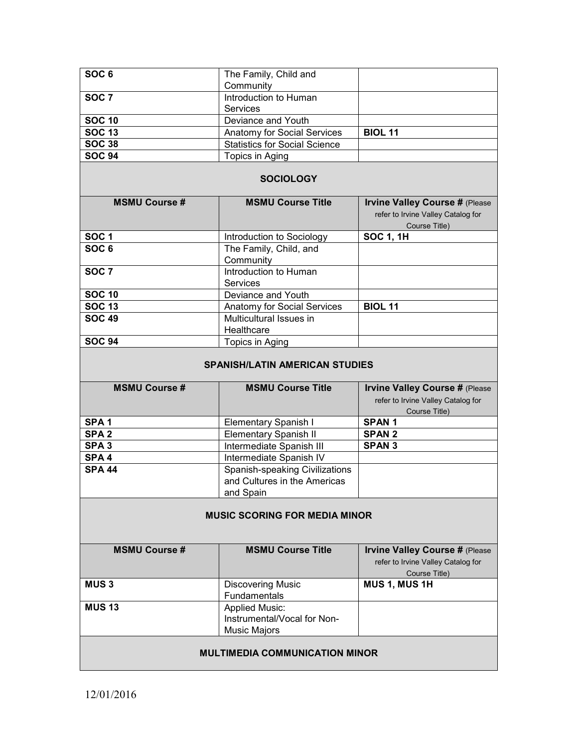| | | |
|---|---|---|
| **SOC 6** | The Family, Child and Community | |
| **SOC 7** | Introduction to Human Services | |
| **SOC 10** | Deviance and Youth | |
| **SOC 13** | Anatomy for Social Services | **BIOL 11** |
| **SOC 38** | Statistics for Social Science | |
| **SOC 94** | Topics in Aging | |

### SOCIOLOGY

| MSMU Course # | MSMU Course Title | Irvine Valley Course # (Please refer to Irvine Valley Catalog for Course Title) |
|---|---|---|
| **SOC 1** | Introduction to Sociology | **SOC 1, 1H** |
| **SOC 6** | The Family, Child, and Community | |
| **SOC 7** | Introduction to Human Services | |
| **SOC 10** | Deviance and Youth | |
| **SOC 13** | Anatomy for Social Services | **BIOL 11** |
| **SOC 49** | Multicultural Issues in Healthcare | |
| **SOC 94** | Topics in Aging | |

### SPANISH/LATIN AMERICAN STUDIES

| MSMU Course # | MSMU Course Title | Irvine Valley Course # (Please refer to Irvine Valley Catalog for Course Title) |
|---|---|---|
| **SPA 1** | Elementary Spanish I | **SPAN 1** |
| **SPA 2** | Elementary Spanish II | **SPAN 2** |
| **SPA 3** | Intermediate Spanish III | **SPAN 3** |
| **SPA 4** | Intermediate Spanish IV | |
| **SPA 44** | Spanish-speaking Civilizations and Cultures in the Americas and Spain | |

### MUSIC SCORING FOR MEDIA MINOR

| MSMU Course # | MSMU Course Title | Irvine Valley Course # (Please refer to Irvine Valley Catalog for Course Title) |
|---|---|---|
| **MUS 3** | Discovering Music Fundamentals | **MUS 1, MUS 1H** |
| **MUS 13** | Applied Music: Instrumental/Vocal for Non-Music Majors | |

### MULTIMEDIA COMMUNICATION MINOR

12/01/2016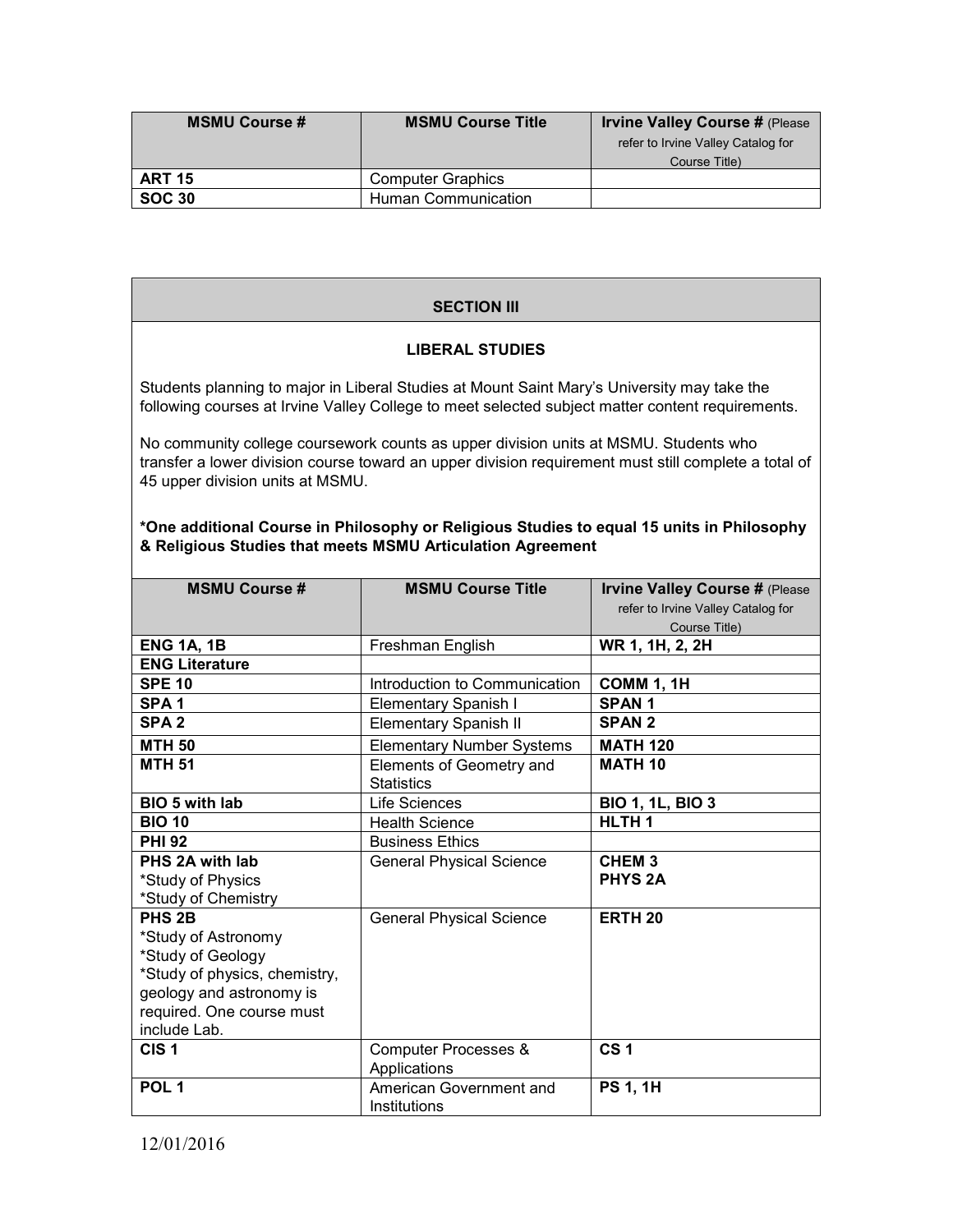| MSMU Course # | MSMU Course Title | Irvine Valley Course # (Please refer to Irvine Valley Catalog for Course Title) |
|---|---|---|
| **ART 15** | Computer Graphics | |
| **SOC 30** | Human Communication | |

## SECTION III

### LIBERAL STUDIES

Students planning to major in Liberal Studies at Mount Saint Mary's University may take the following courses at Irvine Valley College to meet selected subject matter content requirements.

No community college coursework counts as upper division units at MSMU. Students who transfer a lower division course toward an upper division requirement must still complete a total of 45 upper division units at MSMU.

**\*One additional Course in Philosophy or Religious Studies to equal 15 units in Philosophy & Religious Studies that meets MSMU Articulation Agreement**

| MSMU Course # | MSMU Course Title | Irvine Valley Course # (Please refer to Irvine Valley Catalog for Course Title) |
|---|---|---|
| **ENG 1A, 1B** | Freshman English | **WR 1, 1H, 2, 2H** |
| **ENG Literature** | | |
| **SPE 10** | Introduction to Communication | **COMM 1, 1H** |
| **SPA 1** | Elementary Spanish I | **SPAN 1** |
| **SPA 2** | Elementary Spanish II | **SPAN 2** |
| **MTH 50** | Elementary Number Systems | **MATH 120** |
| **MTH 51** | Elements of Geometry and Statistics | **MATH 10** |
| **BIO 5 with lab** | Life Sciences | **BIO 1, 1L, BIO 3** |
| **BIO 10** | Health Science | **HLTH 1** |
| **PHI 92** | Business Ethics | |
| **PHS 2A with lab**<br>*Study of Physics<br>*Study of Chemistry | General Physical Science | **CHEM 3**<br>**PHYS 2A** |
| **PHS 2B**<br>*Study of Astronomy<br>*Study of Geology<br>*Study of physics, chemistry, geology and astronomy is required. One course must include Lab. | General Physical Science | **ERTH 20** |
| **CIS 1** | Computer Processes & Applications | **CS 1** |
| **POL 1** | American Government and Institutions | **PS 1, 1H** |

12/01/2016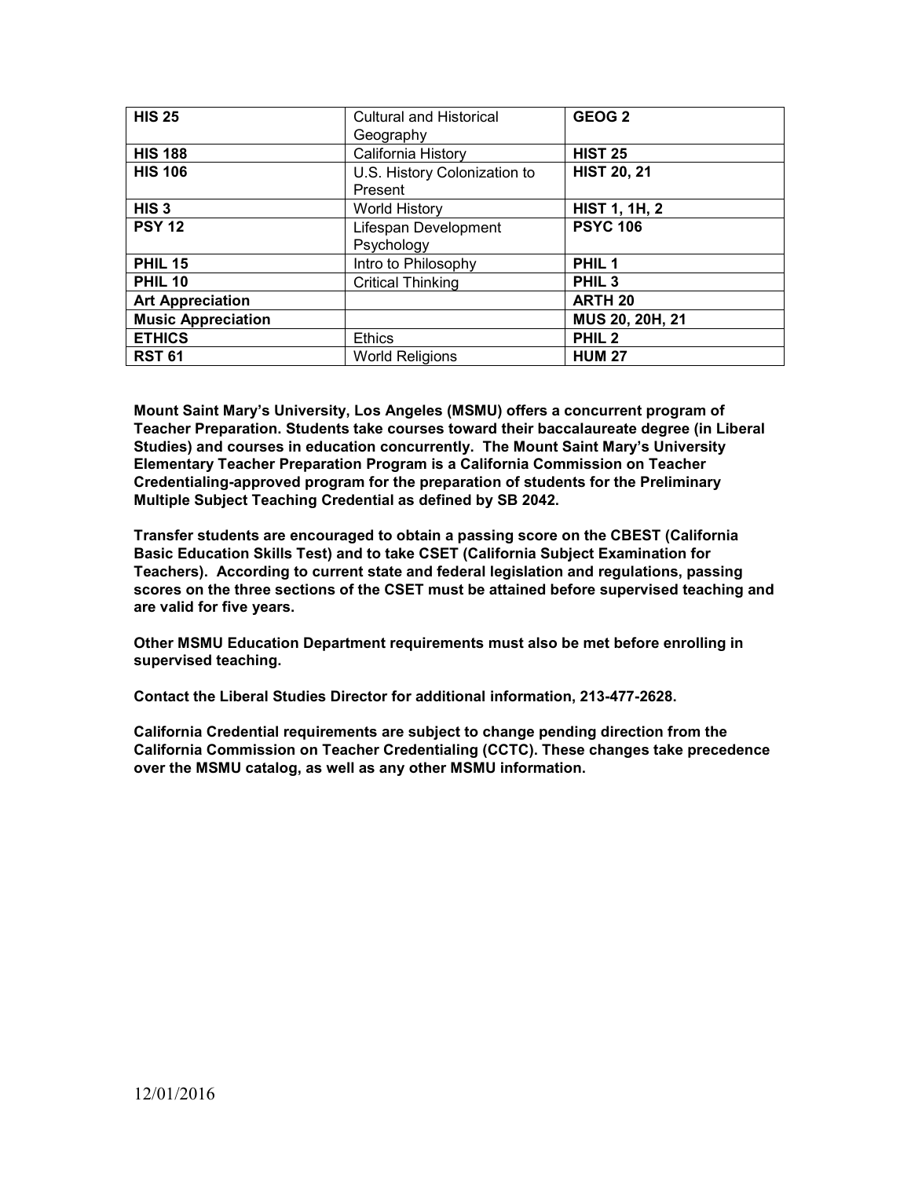| | | |
|---|---|---|
| **HIS 25** | Cultural and Historical Geography | **GEOG 2** |
| **HIS 188** | California History | **HIST 25** |
| **HIS 106** | U.S. History Colonization to Present | **HIST 20, 21** |
| **HIS 3** | World History | **HIST 1, 1H, 2** |
| **PSY 12** | Lifespan Development Psychology | **PSYC 106** |
| **PHIL 15** | Intro to Philosophy | **PHIL 1** |
| **PHIL 10** | Critical Thinking | **PHIL 3** |
| **Art Appreciation** | | **ARTH 20** |
| **Music Appreciation** | | **MUS 20, 20H, 21** |
| **ETHICS** | Ethics | **PHIL 2** |
| **RST 61** | World Religions | **HUM 27** |

**Mount Saint Mary's University, Los Angeles (MSMU) offers a concurrent program of Teacher Preparation. Students take courses toward their baccalaureate degree (in Liberal Studies) and courses in education concurrently. The Mount Saint Mary's University Elementary Teacher Preparation Program is a California Commission on Teacher Credentialing-approved program for the preparation of students for the Preliminary Multiple Subject Teaching Credential as defined by SB 2042.**

**Transfer students are encouraged to obtain a passing score on the CBEST (California Basic Education Skills Test) and to take CSET (California Subject Examination for Teachers). According to current state and federal legislation and regulations, passing scores on the three sections of the CSET must be attained before supervised teaching and are valid for five years.**

**Other MSMU Education Department requirements must also be met before enrolling in supervised teaching.**

**Contact the Liberal Studies Director for additional information, 213-477-2628.**

**California Credential requirements are subject to change pending direction from the California Commission on Teacher Credentialing (CCTC). These changes take precedence over the MSMU catalog, as well as any other MSMU information.**

12/01/2016